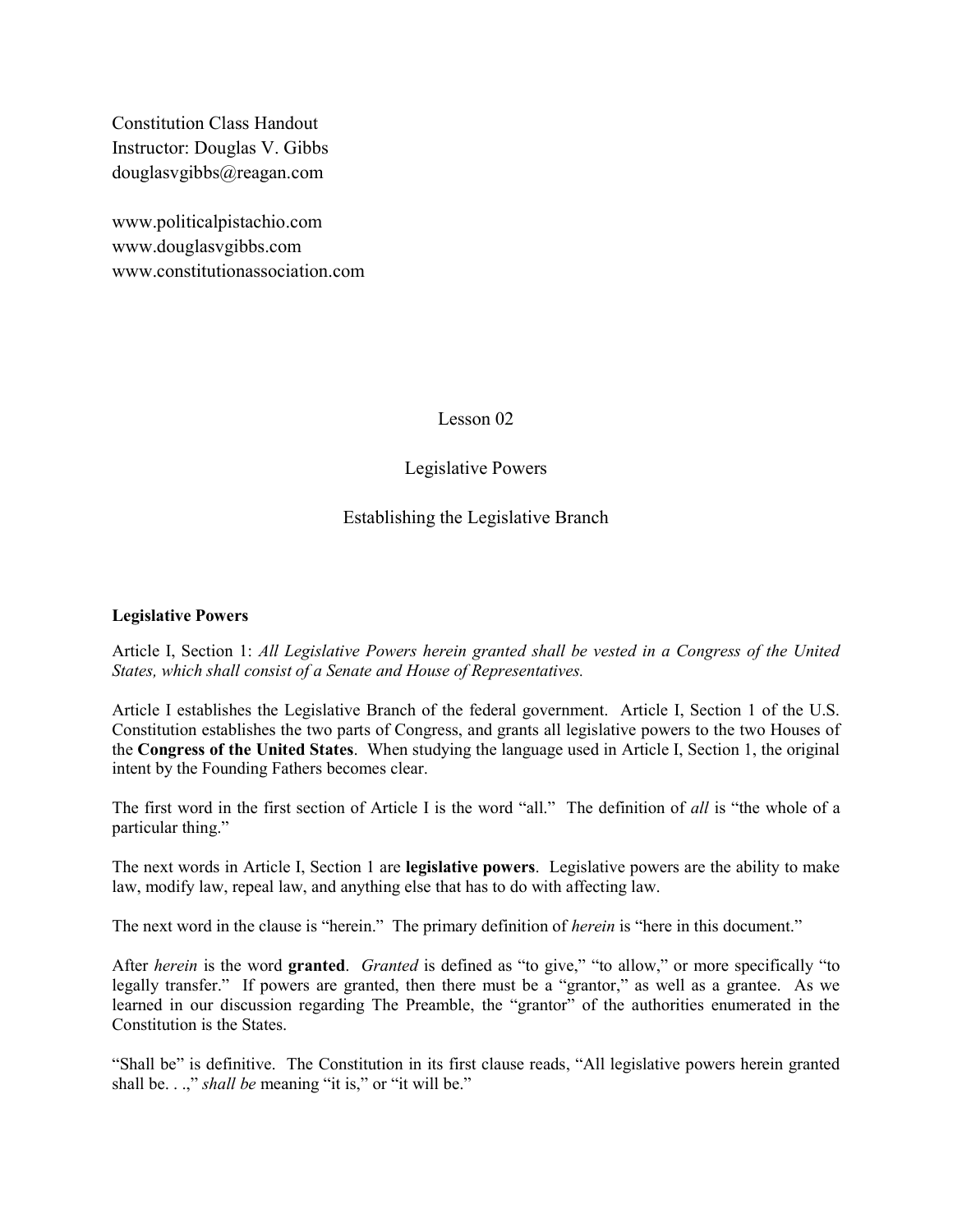Constition Class Handout
Instructor: Douglas V. Gibbs
douglasvgibbs@reagan.com

www.politicalpistachio.com
www.douglasvgibbs.com
www.constitutionassociation.com

Lesson 02

Legislative Powers

Establishing the Legislative Branch

**Legislative Powers**

Article I, Section 1: *All Legislative Powers herein granted shall be vested in a Congress of the United States, which shall consist of a Senate and House of Representatives.*

Article I establishes the Legislative Branch of the federal government. Article I, Section 1 of the U.S. Constitution establishes the two parts of Congress, and grants all legislative powers to the two Houses of the **Congress of the United States**. When studying the language used in Article I, Section 1, the original intent by the Founding Fathers becomes clear.

The first word in the first section of Article I is the word "all." The definition of *all* is "the whole of a particular thing."

The next words in Article I, Section 1 are **legislative powers**. Legislative powers are the ability to make law, modify law, repeal law, and anything else that has to do with affecting law.

The next word in the clause is "herein." The primary definition of *herein* is "here in this document."

After *herein* is the word **granted**. *Granted* is defined as "to give," "to allow," or more specifically "to legally transfer." If powers are granted, then there must be a "grantor," as well as a grantee. As we learned in our discussion regarding The Preamble, the "grantor" of the authorities enumerated in the Constitution is the States.

"Shall be" is definitive. The Constitution in its first clause reads, "All legislative powers herein granted shall be. . .," *shall be* meaning "it is," or "it will be."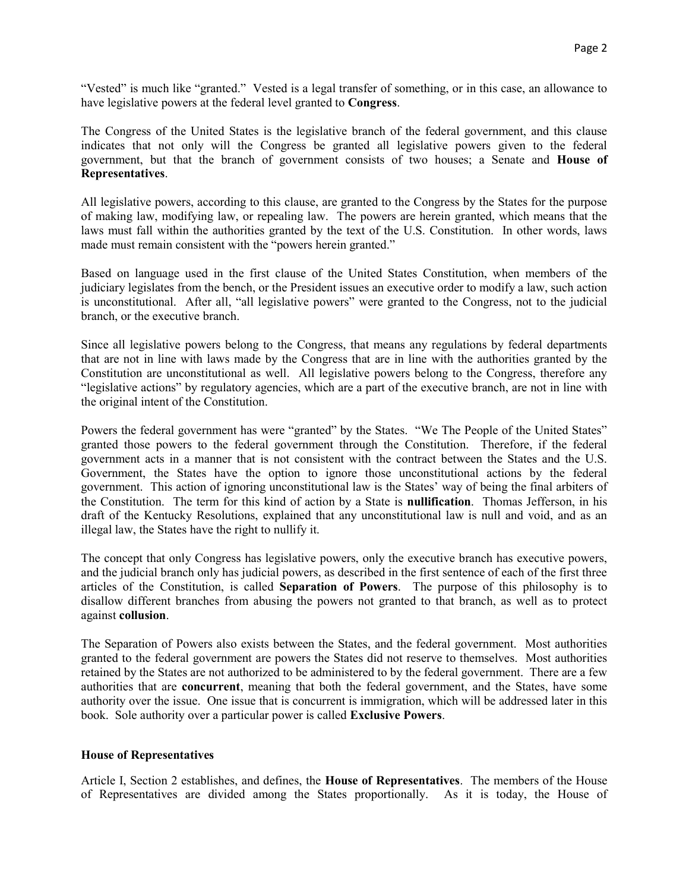"Vested" is much like "granted." Vested is a legal transfer of something, or in this case, an allowance to have legislative powers at the federal level granted to **Congress**.

The Congress of the United States is the legislative branch of the federal government, and this clause indicates that not only will the Congress be granted all legislative powers given to the federal government, but that the branch of government consists of two houses; a Senate and **House of Representatives**.

All legislative powers, according to this clause, are granted to the Congress by the States for the purpose of making law, modifying law, or repealing law. The powers are herein granted, which means that the laws must fall within the authorities granted by the text of the U.S. Constitution. In other words, laws made must remain consistent with the "powers herein granted."

Based on language used in the first clause of the United States Constitution, when members of the judiciary legislates from the bench, or the President issues an executive order to modify a law, such action is unconstitutional. After all, "all legislative powers" were granted to the Congress, not to the judicial branch, or the executive branch.

Since all legislative powers belong to the Congress, that means any regulations by federal departments that are not in line with laws made by the Congress that are in line with the authorities granted by the Constitution are unconstitutional as well. All legislative powers belong to the Congress, therefore any "legislative actions" by regulatory agencies, which are a part of the executive branch, are not in line with the original intent of the Constitution.

Powers the federal government has were "granted" by the States. "We The People of the United States" granted those powers to the federal government through the Constitution. Therefore, if the federal government acts in a manner that is not consistent with the contract between the States and the U.S. Government, the States have the option to ignore those unconstitutional actions by the federal government. This action of ignoring unconstitutional law is the States' way of being the final arbiters of the Constitution. The term for this kind of action by a State is **nullification**. Thomas Jefferson, in his draft of the Kentucky Resolutions, explained that any unconstitutional law is null and void, and as an illegal law, the States have the right to nullify it.

The concept that only Congress has legislative powers, only the executive branch has executive powers, and the judicial branch only has judicial powers, as described in the first sentence of each of the first three articles of the Constitution, is called **Separation of Powers**. The purpose of this philosophy is to disallow different branches from abusing the powers not granted to that branch, as well as to protect against **collusion**.

The Separation of Powers also exists between the States, and the federal government. Most authorities granted to the federal government are powers the States did not reserve to themselves. Most authorities retained by the States are not authorized to be administered to by the federal government. There are a few authorities that are **concurrent**, meaning that both the federal government, and the States, have some authority over the issue. One issue that is concurrent is immigration, which will be addressed later in this book. Sole authority over a particular power is called **Exclusive Powers**.

### House of Representatives

Article I, Section 2 establishes, and defines, the **House of Representatives**. The members of the House of Representatives are divided among the States proportionally. As it is today, the House of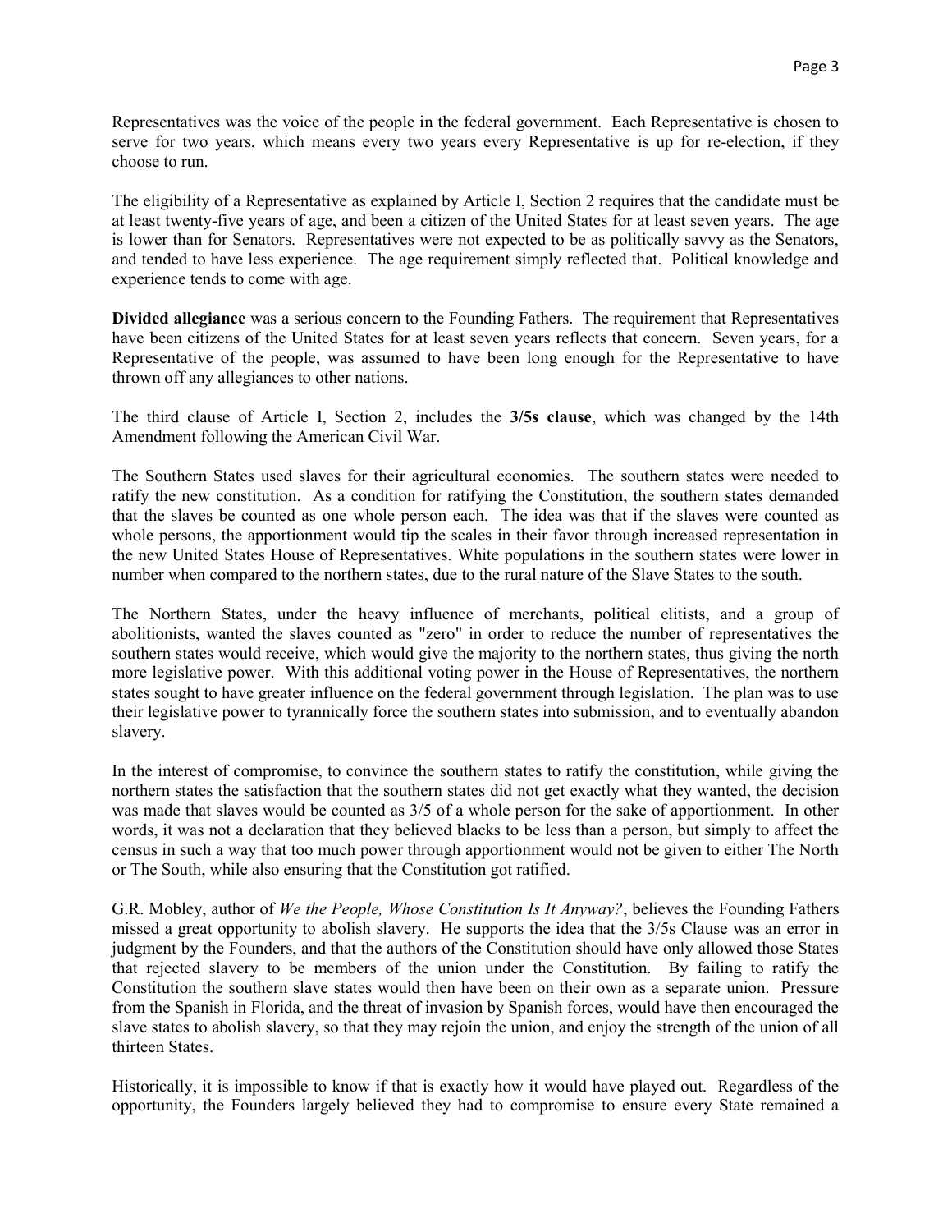Representatives was the voice of the people in the federal government. Each Representative is chosen to serve for two years, which means every two years every Representative is up for re-election, if they choose to run.

The eligibility of a Representative as explained by Article I, Section 2 requires that the candidate must be at least twenty-five years of age, and been a citizen of the United States for at least seven years. The age is lower than for Senators. Representatives were not expected to be as politically savvy as the Senators, and tended to have less experience. The age requirement simply reflected that. Political knowledge and experience tends to come with age.

**Divided allegiance** was a serious concern to the Founding Fathers. The requirement that Representatives have been citizens of the United States for at least seven years reflects that concern. Seven years, for a Representative of the people, was assumed to have been long enough for the Representative to have thrown off any allegiances to other nations.

The third clause of Article I, Section 2, includes the **3/5s clause**, which was changed by the 14th Amendment following the American Civil War.

The Southern States used slaves for their agricultural economies. The southern states were needed to ratify the new constitution. As a condition for ratifying the Constitution, the southern states demanded that the slaves be counted as one whole person each. The idea was that if the slaves were counted as whole persons, the apportionment would tip the scales in their favor through increased representation in the new United States House of Representatives. White populations in the southern states were lower in number when compared to the northern states, due to the rural nature of the Slave States to the south.

The Northern States, under the heavy influence of merchants, political elitists, and a group of abolitionists, wanted the slaves counted as "zero" in order to reduce the number of representatives the southern states would receive, which would give the majority to the northern states, thus giving the north more legislative power. With this additional voting power in the House of Representatives, the northern states sought to have greater influence on the federal government through legislation. The plan was to use their legislative power to tyrannically force the southern states into submission, and to eventually abandon slavery.

In the interest of compromise, to convince the southern states to ratify the constitution, while giving the northern states the satisfaction that the southern states did not get exactly what they wanted, the decision was made that slaves would be counted as 3/5 of a whole person for the sake of apportionment. In other words, it was not a declaration that they believed blacks to be less than a person, but simply to affect the census in such a way that too much power through apportionment would not be given to either The North or The South, while also ensuring that the Constitution got ratified.

G.R. Mobley, author of *We the People, Whose Constitution Is It Anyway?*, believes the Founding Fathers missed a great opportunity to abolish slavery. He supports the idea that the 3/5s Clause was an error in judgment by the Founders, and that the authors of the Constitution should have only allowed those States that rejected slavery to be members of the union under the Constitution. By failing to ratify the Constitution the southern slave states would then have been on their own as a separate union. Pressure from the Spanish in Florida, and the threat of invasion by Spanish forces, would have then encouraged the slave states to abolish slavery, so that they may rejoin the union, and enjoy the strength of the union of all thirteen States.

Historically, it is impossible to know if that is exactly how it would have played out. Regardless of the opportunity, the Founders largely believed they had to compromise to ensure every State remained a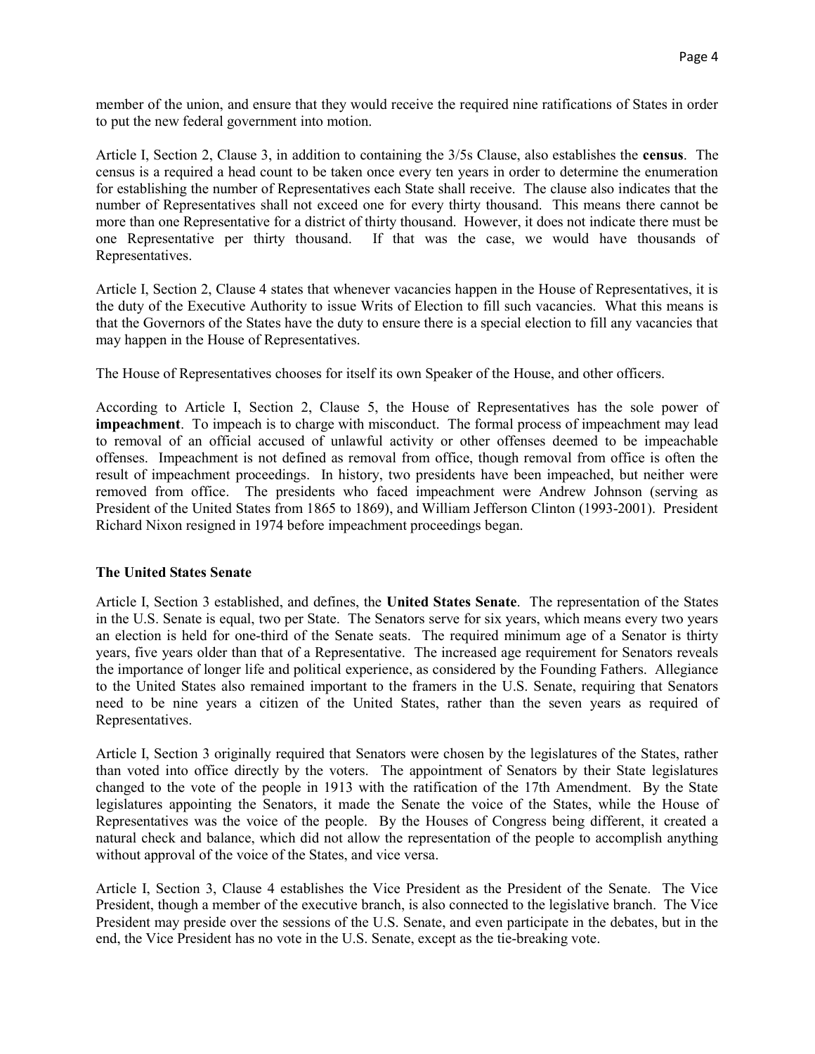member of the union, and ensure that they would receive the required nine ratifications of States in order to put the new federal government into motion.

Article I, Section 2, Clause 3, in addition to containing the 3/5s Clause, also establishes the **census**. The census is a required a head count to be taken once every ten years in order to determine the enumeration for establishing the number of Representatives each State shall receive. The clause also indicates that the number of Representatives shall not exceed one for every thirty thousand. This means there cannot be more than one Representative for a district of thirty thousand. However, it does not indicate there must be one Representative per thirty thousand. If that was the case, we would have thousands of Representatives.

Article I, Section 2, Clause 4 states that whenever vacancies happen in the House of Representatives, it is the duty of the Executive Authority to issue Writs of Election to fill such vacancies. What this means is that the Governors of the States have the duty to ensure there is a special election to fill any vacancies that may happen in the House of Representatives.

The House of Representatives chooses for itself its own Speaker of the House, and other officers.

According to Article I, Section 2, Clause 5, the House of Representatives has the sole power of **impeachment**. To impeach is to charge with misconduct. The formal process of impeachment may lead to removal of an official accused of unlawful activity or other offenses deemed to be impeachable offenses. Impeachment is not defined as removal from office, though removal from office is often the result of impeachment proceedings. In history, two presidents have been impeached, but neither were removed from office. The presidents who faced impeachment were Andrew Johnson (serving as President of the United States from 1865 to 1869), and William Jefferson Clinton (1993-2001). President Richard Nixon resigned in 1974 before impeachment proceedings began.

### The United States Senate

Article I, Section 3 established, and defines, the **United States Senate**. The representation of the States in the U.S. Senate is equal, two per State. The Senators serve for six years, which means every two years an election is held for one-third of the Senate seats. The required minimum age of a Senator is thirty years, five years older than that of a Representative. The increased age requirement for Senators reveals the importance of longer life and political experience, as considered by the Founding Fathers. Allegiance to the United States also remained important to the framers in the U.S. Senate, requiring that Senators need to be nine years a citizen of the United States, rather than the seven years as required of Representatives.

Article I, Section 3 originally required that Senators were chosen by the legislatures of the States, rather than voted into office directly by the voters. The appointment of Senators by their State legislatures changed to the vote of the people in 1913 with the ratification of the 17th Amendment. By the State legislatures appointing the Senators, it made the Senate the voice of the States, while the House of Representatives was the voice of the people. By the Houses of Congress being different, it created a natural check and balance, which did not allow the representation of the people to accomplish anything without approval of the voice of the States, and vice versa.

Article I, Section 3, Clause 4 establishes the Vice President as the President of the Senate. The Vice President, though a member of the executive branch, is also connected to the legislative branch. The Vice President may preside over the sessions of the U.S. Senate, and even participate in the debates, but in the end, the Vice President has no vote in the U.S. Senate, except as the tie-breaking vote.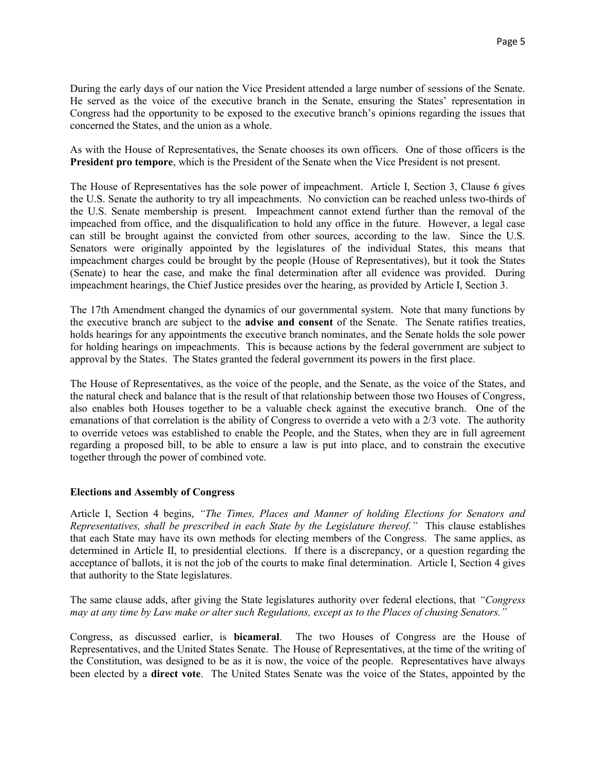During the early days of our nation the Vice President attended a large number of sessions of the Senate. He served as the voice of the executive branch in the Senate, ensuring the States' representation in Congress had the opportunity to be exposed to the executive branch's opinions regarding the issues that concerned the States, and the union as a whole.

As with the House of Representatives, the Senate chooses its own officers. One of those officers is the **President pro tempore**, which is the President of the Senate when the Vice President is not present.

The House of Representatives has the sole power of impeachment. Article I, Section 3, Clause 6 gives the U.S. Senate the authority to try all impeachments. No conviction can be reached unless two-thirds of the U.S. Senate membership is present. Impeachment cannot extend further than the removal of the impeached from office, and the disqualification to hold any office in the future. However, a legal case can still be brought against the convicted from other sources, according to the law. Since the U.S. Senators were originally appointed by the legislatures of the individual States, this means that impeachment charges could be brought by the people (House of Representatives), but it took the States (Senate) to hear the case, and make the final determination after all evidence was provided. During impeachment hearings, the Chief Justice presides over the hearing, as provided by Article I, Section 3.

The 17th Amendment changed the dynamics of our governmental system. Note that many functions by the executive branch are subject to the **advise and consent** of the Senate. The Senate ratifies treaties, holds hearings for any appointments the executive branch nominates, and the Senate holds the sole power for holding hearings on impeachments. This is because actions by the federal government are subject to approval by the States. The States granted the federal government its powers in the first place.

The House of Representatives, as the voice of the people, and the Senate, as the voice of the States, and the natural check and balance that is the result of that relationship between those two Houses of Congress, also enables both Houses together to be a valuable check against the executive branch. One of the emanations of that correlation is the ability of Congress to override a veto with a 2/3 vote. The authority to override vetoes was established to enable the People, and the States, when they are in full agreement regarding a proposed bill, to be able to ensure a law is put into place, and to constrain the executive together through the power of combined vote.

**Elections and Assembly of Congress**

Article I, Section 4 begins, *"The Times, Places and Manner of holding Elections for Senators and Representatives, shall be prescribed in each State by the Legislature thereof."* This clause establishes that each State may have its own methods for electing members of the Congress. The same applies, as determined in Article II, to presidential elections. If there is a discrepancy, or a question regarding the acceptance of ballots, it is not the job of the courts to make final determination. Article I, Section 4 gives that authority to the State legislatures.

The same clause adds, after giving the State legislatures authority over federal elections, that *"Congress may at any time by Law make or alter such Regulations, except as to the Places of chusing Senators."*

Congress, as discussed earlier, is **bicameral**. The two Houses of Congress are the House of Representatives, and the United States Senate. The House of Representatives, at the time of the writing of the Constitution, was designed to be as it is now, the voice of the people. Representatives have always been elected by a **direct vote**. The United States Senate was the voice of the States, appointed by the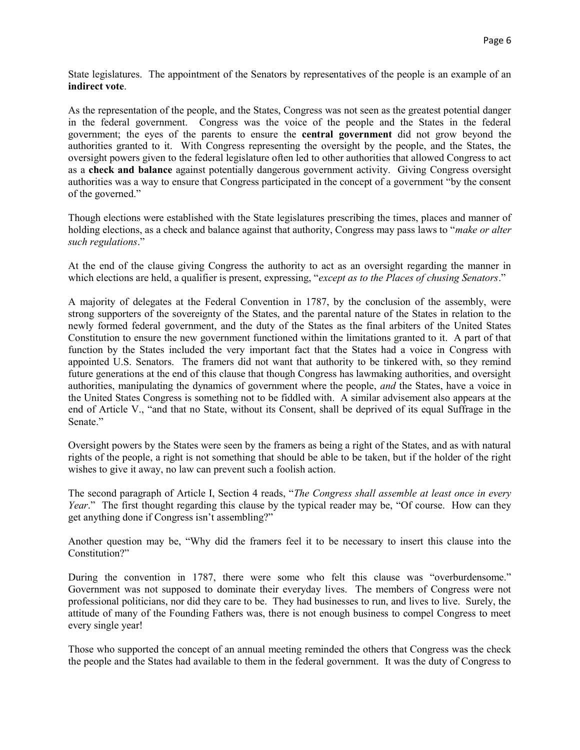State legislatures. The appointment of the Senators by representatives of the people is an example of an **indirect vote**.

As the representation of the people, and the States, Congress was not seen as the greatest potential danger in the federal government. Congress was the voice of the people and the States in the federal government; the eyes of the parents to ensure the **central government** did not grow beyond the authorities granted to it. With Congress representing the oversight by the people, and the States, the oversight powers given to the federal legislature often led to other authorities that allowed Congress to act as a **check and balance** against potentially dangerous government activity. Giving Congress oversight authorities was a way to ensure that Congress participated in the concept of a government "by the consent of the governed."

Though elections were established with the State legislatures prescribing the times, places and manner of holding elections, as a check and balance against that authority, Congress may pass laws to "*make or alter such regulations*."

At the end of the clause giving Congress the authority to act as an oversight regarding the manner in which elections are held, a qualifier is present, expressing, "*except as to the Places of chusing Senators*."

A majority of delegates at the Federal Convention in 1787, by the conclusion of the assembly, were strong supporters of the sovereignty of the States, and the parental nature of the States in relation to the newly formed federal government, and the duty of the States as the final arbiters of the United States Constitution to ensure the new government functioned within the limitations granted to it. A part of that function by the States included the very important fact that the States had a voice in Congress with appointed U.S. Senators. The framers did not want that authority to be tinkered with, so they remind future generations at the end of this clause that though Congress has lawmaking authorities, and oversight authorities, manipulating the dynamics of government where the people, *and* the States, have a voice in the United States Congress is something not to be fiddled with. A similar advisement also appears at the end of Article V., "and that no State, without its Consent, shall be deprived of its equal Suffrage in the Senate."

Oversight powers by the States were seen by the framers as being a right of the States, and as with natural rights of the people, a right is not something that should be able to be taken, but if the holder of the right wishes to give it away, no law can prevent such a foolish action.

The second paragraph of Article I, Section 4 reads, "*The Congress shall assemble at least once in every Year*." The first thought regarding this clause by the typical reader may be, "Of course. How can they get anything done if Congress isn't assembling?"

Another question may be, "Why did the framers feel it to be necessary to insert this clause into the Constitution?"

During the convention in 1787, there were some who felt this clause was "overburdensome." Government was not supposed to dominate their everyday lives. The members of Congress were not professional politicians, nor did they care to be. They had businesses to run, and lives to live. Surely, the attitude of many of the Founding Fathers was, there is not enough business to compel Congress to meet every single year!

Those who supported the concept of an annual meeting reminded the others that Congress was the check the people and the States had available to them in the federal government. It was the duty of Congress to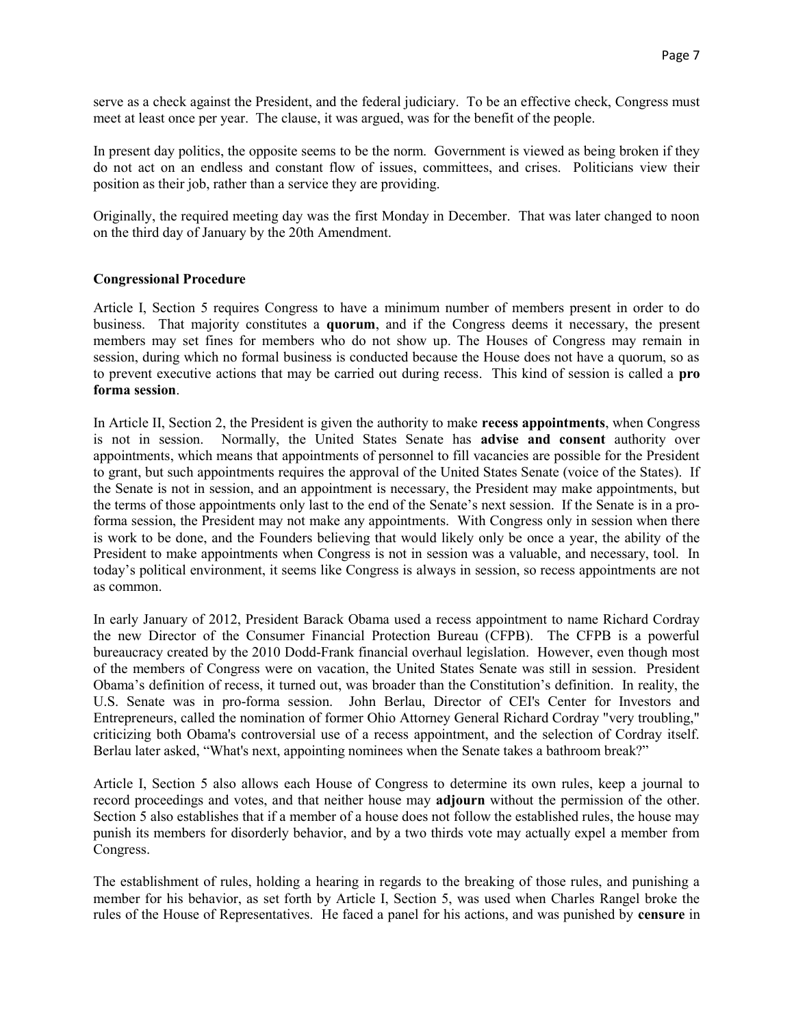serve as a check against the President, and the federal judiciary. To be an effective check, Congress must meet at least once per year. The clause, it was argued, was for the benefit of the people.

In present day politics, the opposite seems to be the norm. Government is viewed as being broken if they do not act on an endless and constant flow of issues, committees, and crises. Politicians view their position as their job, rather than a service they are providing.

Originally, the required meeting day was the first Monday in December. That was later changed to noon on the third day of January by the 20th Amendment.

**Congressional Procedure**

Article I, Section 5 requires Congress to have a minimum number of members present in order to do business. That majority constitutes a **quorum**, and if the Congress deems it necessary, the present members may set fines for members who do not show up. The Houses of Congress may remain in session, during which no formal business is conducted because the House does not have a quorum, so as to prevent executive actions that may be carried out during recess. This kind of session is called a **pro forma session**.

In Article II, Section 2, the President is given the authority to make **recess appointments**, when Congress is not in session. Normally, the United States Senate has **advise and consent** authority over appointments, which means that appointments of personnel to fill vacancies are possible for the President to grant, but such appointments requires the approval of the United States Senate (voice of the States). If the Senate is not in session, and an appointment is necessary, the President may make appointments, but the terms of those appointments only last to the end of the Senate's next session. If the Senate is in a pro-forma session, the President may not make any appointments. With Congress only in session when there is work to be done, and the Founders believing that would likely only be once a year, the ability of the President to make appointments when Congress is not in session was a valuable, and necessary, tool. In today's political environment, it seems like Congress is always in session, so recess appointments are not as common.

In early January of 2012, President Barack Obama used a recess appointment to name Richard Cordray the new Director of the Consumer Financial Protection Bureau (CFPB). The CFPB is a powerful bureaucracy created by the 2010 Dodd-Frank financial overhaul legislation. However, even though most of the members of Congress were on vacation, the United States Senate was still in session. President Obama's definition of recess, it turned out, was broader than the Constitution's definition. In reality, the U.S. Senate was in pro-forma session. John Berlau, Director of CEI's Center for Investors and Entrepreneurs, called the nomination of former Ohio Attorney General Richard Cordray "very troubling," criticizing both Obama's controversial use of a recess appointment, and the selection of Cordray itself. Berlau later asked, "What's next, appointing nominees when the Senate takes a bathroom break?"

Article I, Section 5 also allows each House of Congress to determine its own rules, keep a journal to record proceedings and votes, and that neither house may **adjourn** without the permission of the other. Section 5 also establishes that if a member of a house does not follow the established rules, the house may punish its members for disorderly behavior, and by a two thirds vote may actually expel a member from Congress.

The establishment of rules, holding a hearing in regards to the breaking of those rules, and punishing a member for his behavior, as set forth by Article I, Section 5, was used when Charles Rangel broke the rules of the House of Representatives. He faced a panel for his actions, and was punished by **censure** in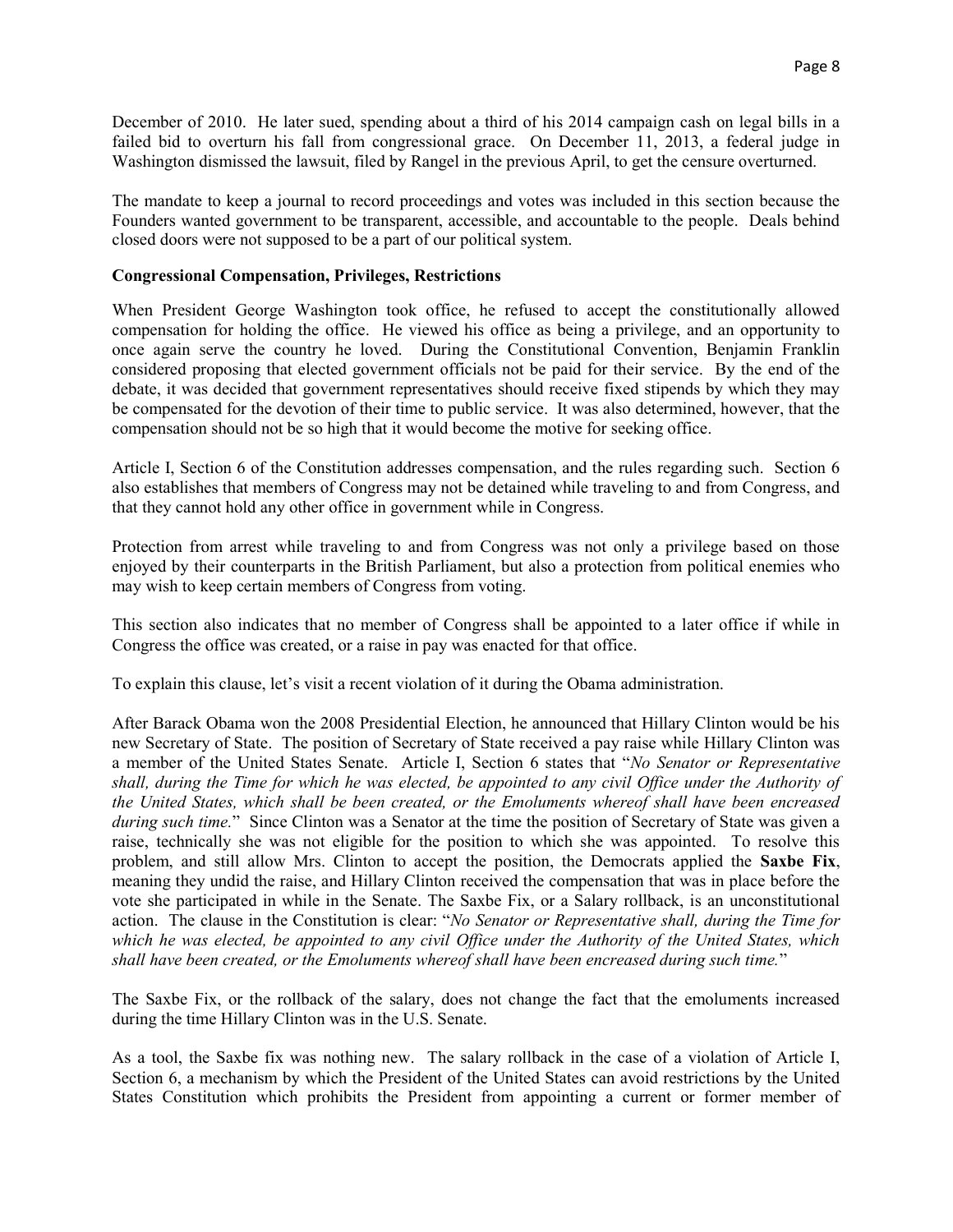December of 2010. He later sued, spending about a third of his 2014 campaign cash on legal bills in a failed bid to overturn his fall from congressional grace. On December 11, 2013, a federal judge in Washington dismissed the lawsuit, filed by Rangel in the previous April, to get the censure overturned.

The mandate to keep a journal to record proceedings and votes was included in this section because the Founders wanted government to be transparent, accessible, and accountable to the people. Deals behind closed doors were not supposed to be a part of our political system.

**Congressional Compensation, Privileges, Restrictions**

When President George Washington took office, he refused to accept the constitutionally allowed compensation for holding the office. He viewed his office as being a privilege, and an opportunity to once again serve the country he loved. During the Constitutional Convention, Benjamin Franklin considered proposing that elected government officials not be paid for their service. By the end of the debate, it was decided that government representatives should receive fixed stipends by which they may be compensated for the devotion of their time to public service. It was also determined, however, that the compensation should not be so high that it would become the motive for seeking office.

Article I, Section 6 of the Constitution addresses compensation, and the rules regarding such. Section 6 also establishes that members of Congress may not be detained while traveling to and from Congress, and that they cannot hold any other office in government while in Congress.

Protection from arrest while traveling to and from Congress was not only a privilege based on those enjoyed by their counterparts in the British Parliament, but also a protection from political enemies who may wish to keep certain members of Congress from voting.

This section also indicates that no member of Congress shall be appointed to a later office if while in Congress the office was created, or a raise in pay was enacted for that office.

To explain this clause, let's visit a recent violation of it during the Obama administration.

After Barack Obama won the 2008 Presidential Election, he announced that Hillary Clinton would be his new Secretary of State. The position of Secretary of State received a pay raise while Hillary Clinton was a member of the United States Senate. Article I, Section 6 states that "*No Senator or Representative shall, during the Time for which he was elected, be appointed to any civil Office under the Authority of the United States, which shall be been created, or the Emoluments whereof shall have been encreased during such time.*" Since Clinton was a Senator at the time the position of Secretary of State was given a raise, technically she was not eligible for the position to which she was appointed. To resolve this problem, and still allow Mrs. Clinton to accept the position, the Democrats applied the **Saxbe Fix**, meaning they undid the raise, and Hillary Clinton received the compensation that was in place before the vote she participated in while in the Senate. The Saxbe Fix, or a Salary rollback, is an unconstitutional action. The clause in the Constitution is clear: "*No Senator or Representative shall, during the Time for which he was elected, be appointed to any civil Office under the Authority of the United States, which shall have been created, or the Emoluments whereof shall have been encreased during such time.*"

The Saxbe Fix, or the rollback of the salary, does not change the fact that the emoluments increased during the time Hillary Clinton was in the U.S. Senate.

As a tool, the Saxbe fix was nothing new. The salary rollback in the case of a violation of Article I, Section 6, a mechanism by which the President of the United States can avoid restrictions by the United States Constitution which prohibits the President from appointing a current or former member of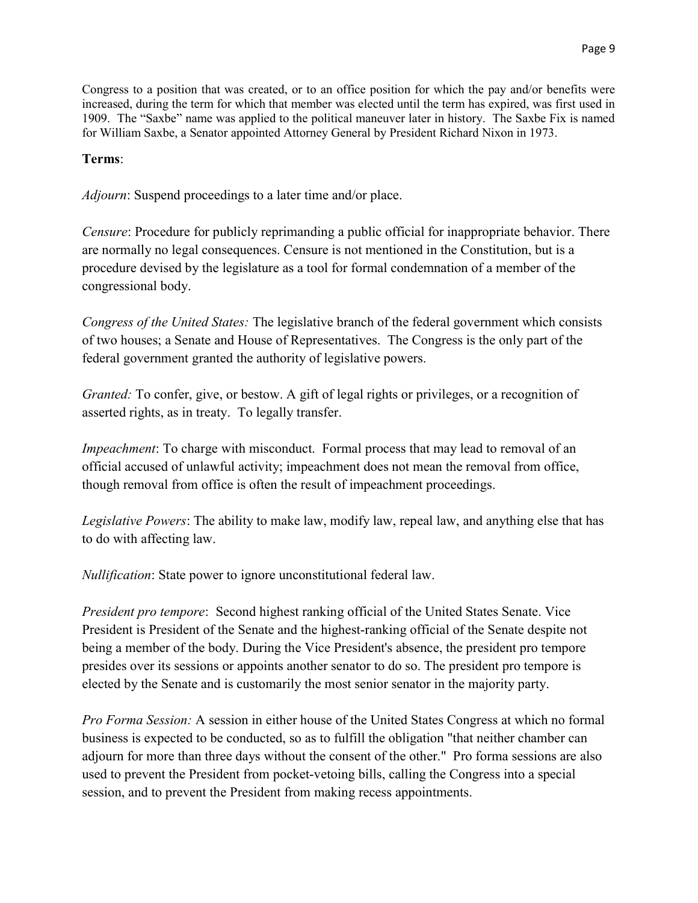Congress to a position that was created, or to an office position for which the pay and/or benefits were increased, during the term for which that member was elected until the term has expired, was first used in 1909. The "Saxbe" name was applied to the political maneuver later in history. The Saxbe Fix is named for William Saxbe, a Senator appointed Attorney General by President Richard Nixon in 1973.

**Terms**:

*Adjourn*: Suspend proceedings to a later time and/or place.

*Censure*: Procedure for publicly reprimanding a public official for inappropriate behavior. There are normally no legal consequences. Censure is not mentioned in the Constitution, but is a procedure devised by the legislature as a tool for formal condemnation of a member of the congressional body.

*Congress of the United States:* The legislative branch of the federal government which consists of two houses; a Senate and House of Representatives. The Congress is the only part of the federal government granted the authority of legislative powers.

*Granted:* To confer, give, or bestow. A gift of legal rights or privileges, or a recognition of asserted rights, as in treaty. To legally transfer.

*Impeachment*: To charge with misconduct. Formal process that may lead to removal of an official accused of unlawful activity; impeachment does not mean the removal from office, though removal from office is often the result of impeachment proceedings.

*Legislative Powers*: The ability to make law, modify law, repeal law, and anything else that has to do with affecting law.

*Nullification*: State power to ignore unconstitutional federal law.

*President pro tempore*: Second highest ranking official of the United States Senate. Vice President is President of the Senate and the highest-ranking official of the Senate despite not being a member of the body. During the Vice President's absence, the president pro tempore presides over its sessions or appoints another senator to do so. The president pro tempore is elected by the Senate and is customarily the most senior senator in the majority party.

*Pro Forma Session:* A session in either house of the United States Congress at which no formal business is expected to be conducted, so as to fulfill the obligation "that neither chamber can adjourn for more than three days without the consent of the other." Pro forma sessions are also used to prevent the President from pocket-vetoing bills, calling the Congress into a special session, and to prevent the President from making recess appointments.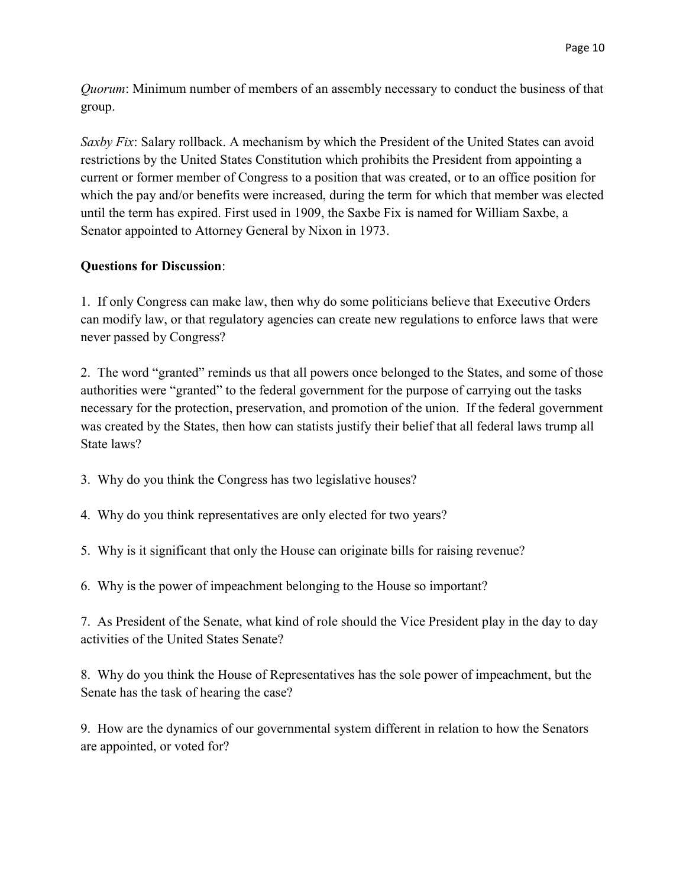*Quorum*: Minimum number of members of an assembly necessary to conduct the business of that group.

*Saxby Fix*: Salary rollback. A mechanism by which the President of the United States can avoid restrictions by the United States Constitution which prohibits the President from appointing a current or former member of Congress to a position that was created, or to an office position for which the pay and/or benefits were increased, during the term for which that member was elected until the term has expired. First used in 1909, the Saxbe Fix is named for William Saxbe, a Senator appointed to Attorney General by Nixon in 1973.

**Questions for Discussion**:

1. If only Congress can make law, then why do some politicians believe that Executive Orders can modify law, or that regulatory agencies can create new regulations to enforce laws that were never passed by Congress?

2. The word "granted" reminds us that all powers once belonged to the States, and some of those authorities were "granted" to the federal government for the purpose of carrying out the tasks necessary for the protection, preservation, and promotion of the union. If the federal government was created by the States, then how can statists justify their belief that all federal laws trump all State laws?

3. Why do you think the Congress has two legislative houses?

4. Why do you think representatives are only elected for two years?

5. Why is it significant that only the House can originate bills for raising revenue?

6. Why is the power of impeachment belonging to the House so important?

7. As President of the Senate, what kind of role should the Vice President play in the day to day activities of the United States Senate?

8. Why do you think the House of Representatives has the sole power of impeachment, but the Senate has the task of hearing the case?

9. How are the dynamics of our governmental system different in relation to how the Senators are appointed, or voted for?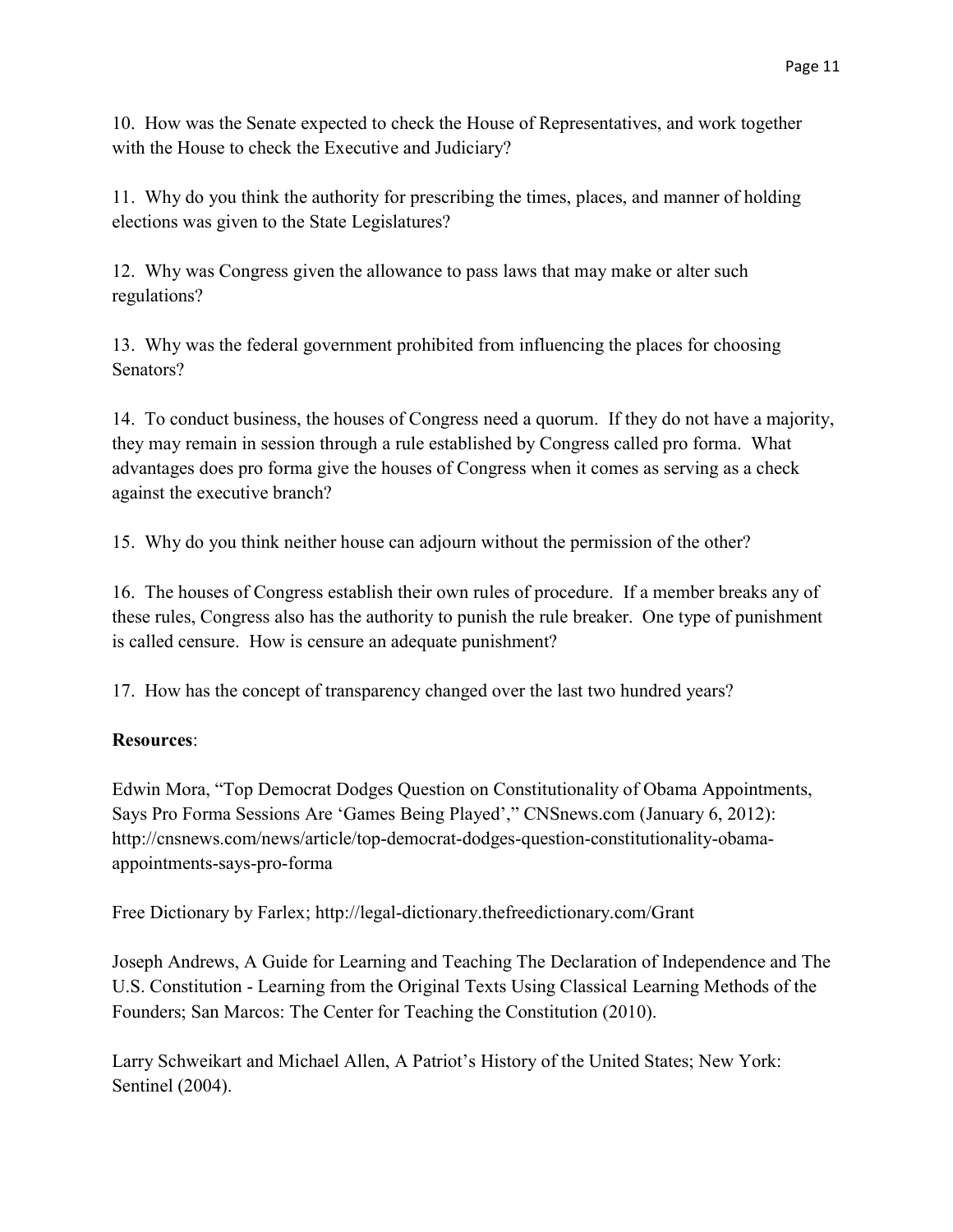10. How was the Senate expected to check the House of Representatives, and work together with the House to check the Executive and Judiciary?

11. Why do you think the authority for prescribing the times, places, and manner of holding elections was given to the State Legislatures?

12. Why was Congress given the allowance to pass laws that may make or alter such regulations?

13. Why was the federal government prohibited from influencing the places for choosing Senators?

14. To conduct business, the houses of Congress need a quorum. If they do not have a majority, they may remain in session through a rule established by Congress called pro forma. What advantages does pro forma give the houses of Congress when it comes as serving as a check against the executive branch?

15. Why do you think neither house can adjourn without the permission of the other?

16. The houses of Congress establish their own rules of procedure. If a member breaks any of these rules, Congress also has the authority to punish the rule breaker. One type of punishment is called censure. How is censure an adequate punishment?

17. How has the concept of transparency changed over the last two hundred years?

**Resources**:

Edwin Mora, "Top Democrat Dodges Question on Constitutionality of Obama Appointments, Says Pro Forma Sessions Are 'Games Being Played'," CNSnews.com (January 6, 2012): http://cnsnews.com/news/article/top-democrat-dodges-question-constitutionality-obama-appointments-says-pro-forma

Free Dictionary by Farlex; http://legal-dictionary.thefreedictionary.com/Grant

Joseph Andrews, A Guide for Learning and Teaching The Declaration of Independence and The U.S. Constitution - Learning from the Original Texts Using Classical Learning Methods of the Founders; San Marcos: The Center for Teaching the Constitution (2010).

Larry Schweikart and Michael Allen, A Patriot's History of the United States; New York: Sentinel (2004).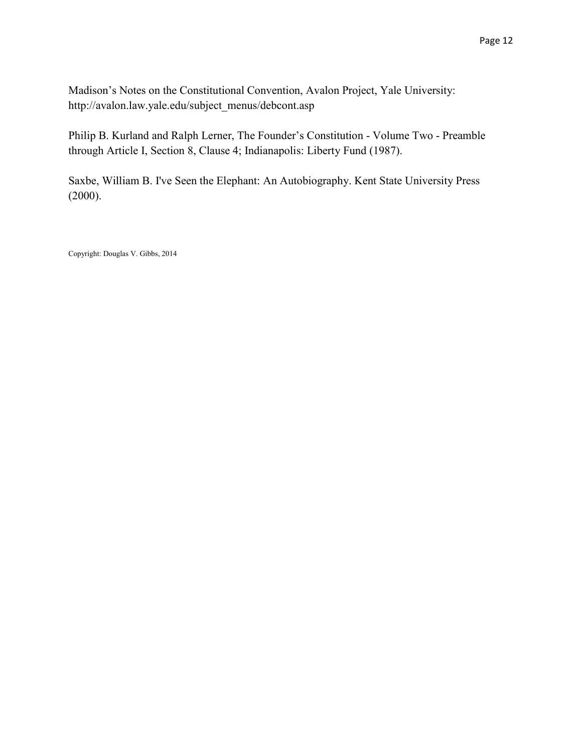Madison's Notes on the Constitutional Convention, Avalon Project, Yale University: http://avalon.law.yale.edu/subject_menus/debcont.asp

Philip B. Kurland and Ralph Lerner, The Founder's Constitution - Volume Two - Preamble through Article I, Section 8, Clause 4; Indianapolis: Liberty Fund (1987).

Saxbe, William B. I've Seen the Elephant: An Autobiography. Kent State University Press (2000).

Copyright: Douglas V. Gibbs, 2014